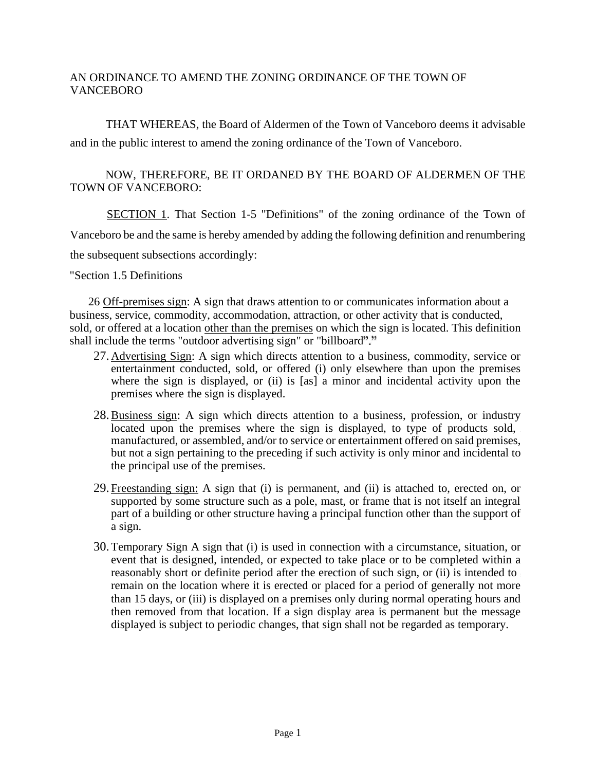AN ORDINANCE TO AMEND THE ZONING ORDINANCE OF THE TOWN OF VANCEBORO

THAT WHEREAS, the Board of Aldermen of the Town of Vanceboro deems it advisable and in the public interest to amend the zoning ordinance of the Town of Vanceboro.

NOW, THEREFORE, BE IT ORDANED BY THE BOARD OF ALDERMEN OF THE TOWN OF VANCEBORO:

<u>SECTION 1</u>. That Section 1-5 "Definitions" of the zoning ordinance of the Town of Vanceboro be and the same is hereby amended by adding the following definition and renumbering the subsequent subsections accordingly:

"Section 1.5 Definitions

26 <u>Off-premises sign</u>: A sign that draws attention to or communicates information about a business, service, commodity, accommodation, attraction, or other activity that is conducted, sold, or offered at a location <u>other than the premises</u> on which the sign is located. This definition shall include the terms "outdoor advertising sign" or "billboard"."

27. <u>Advertising Sign</u>: A sign which directs attention to a business, commodity, service or entertainment conducted, sold, or offered (i) only elsewhere than upon the premises where the sign is displayed, or (ii) is [as] a minor and incidental activity upon the premises where the sign is displayed.

28. <u>Business sign</u>: A sign which directs attention to a business, profession, or industry located upon the premises where the sign is displayed, to type of products sold, manufactured, or assembled, and/or to service or entertainment offered on said premises, but not a sign pertaining to the preceding if such activity is only minor and incidental to the principal use of the premises.

29. <u>Freestanding sign:</u> A sign that (i) is permanent, and (ii) is attached to, erected on, or supported by some structure such as a pole, mast, or frame that is not itself an integral part of a building or other structure having a principal function other than the support of a sign.

30. Temporary Sign A sign that (i) is used in connection with a circumstance, situation, or event that is designed, intended, or expected to take place or to be completed within a reasonably short or definite period after the erection of such sign, or (ii) is intended to remain on the location where it is erected or placed for a period of generally not more than 15 days, or (iii) is displayed on a premises only during normal operating hours and then removed from that location. If a sign display area is permanent but the message displayed is subject to periodic changes, that sign shall not be regarded as temporary.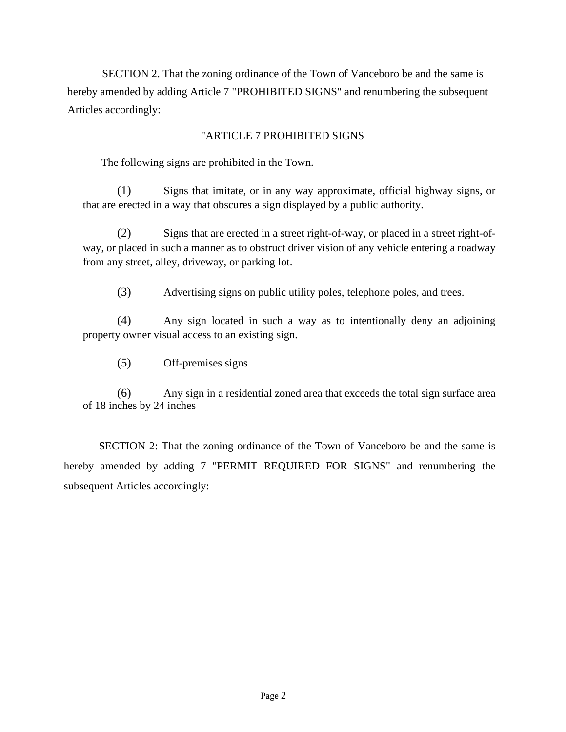<u>SECTION 2</u>. That the zoning ordinance of the Town of Vanceboro be and the same is hereby amended by adding Article 7 "PROHIBITED SIGNS" and renumbering the subsequent Articles accordingly:

"ARTICLE 7 PROHIBITED SIGNS

The following signs are prohibited in the Town.

(1) Signs that imitate, or in any way approximate, official highway signs, or that are erected in a way that obscures a sign displayed by a public authority.

(2) Signs that are erected in a street right-of-way, or placed in a street right-of-way, or placed in such a manner as to obstruct driver vision of any vehicle entering a roadway from any street, alley, driveway, or parking lot.

(3) Advertising signs on public utility poles, telephone poles, and trees.

(4) Any sign located in such a way as to intentionally deny an adjoining property owner visual access to an existing sign.

(5) Off-premises signs

(6) Any sign in a residential zoned area that exceeds the total sign surface area of 18 inches by 24 inches

<u>SECTION 2</u>: That the zoning ordinance of the Town of Vanceboro be and the same is hereby amended by adding 7 "PERMIT REQUIRED FOR SIGNS" and renumbering the subsequent Articles accordingly: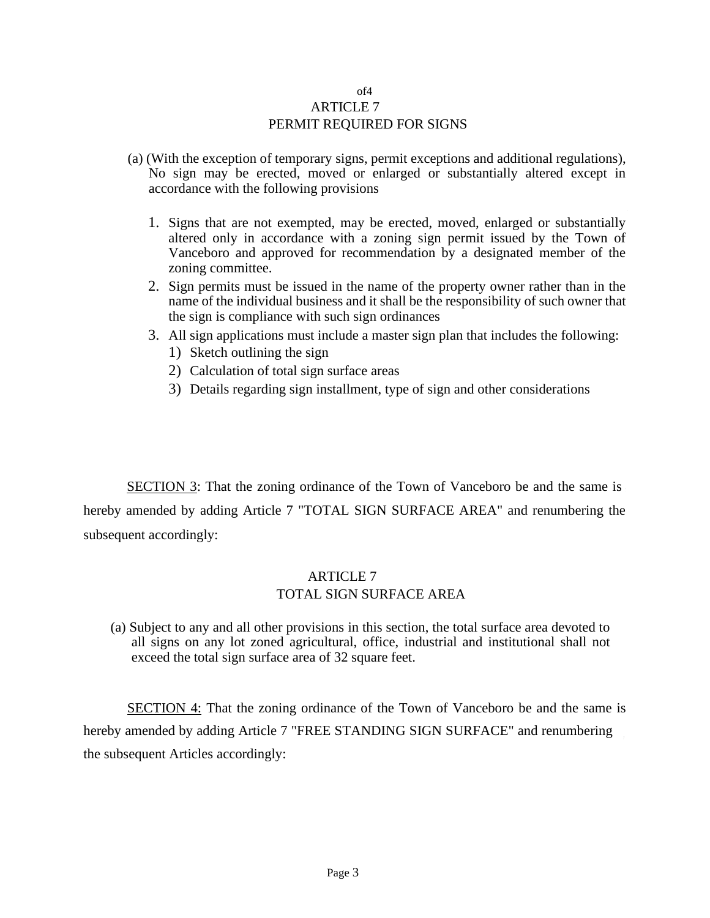of4

## ARTICLE 7
## PERMIT REQUIRED FOR SIGNS

(a) (With the exception of temporary signs, permit exceptions and additional regulations), No sign may be erected, moved or enlarged or substantially altered except in accordance with the following provisions

1. Signs that are not exempted, may be erected, moved, enlarged or substantially altered only in accordance with a zoning sign permit issued by the Town of Vanceboro and approved for recommendation by a designated member of the zoning committee.
2. Sign permits must be issued in the name of the property owner rather than in the name of the individual business and it shall be the responsibility of such owner that the sign is compliance with such sign ordinances
3. All sign applications must include a master sign plan that includes the following:
    1) Sketch outlining the sign
    2) Calculation of total sign surface areas
    3) Details regarding sign installment, type of sign and other considerations

<u>SECTION 3</u>: That the zoning ordinance of the Town of Vanceboro be and the same is hereby amended by adding Article 7 "TOTAL SIGN SURFACE AREA" and renumbering the subsequent accordingly:

## ARTICLE 7
## TOTAL SIGN SURFACE AREA

(a) Subject to any and all other provisions in this section, the total surface area devoted to all signs on any lot zoned agricultural, office, industrial and institutional shall not exceed the total sign surface area of 32 square feet.

<u>SECTION 4:</u> That the zoning ordinance of the Town of Vanceboro be and the same is hereby amended by adding Article 7 "FREE STANDING SIGN SURFACE" and renumbering the subsequent Articles accordingly: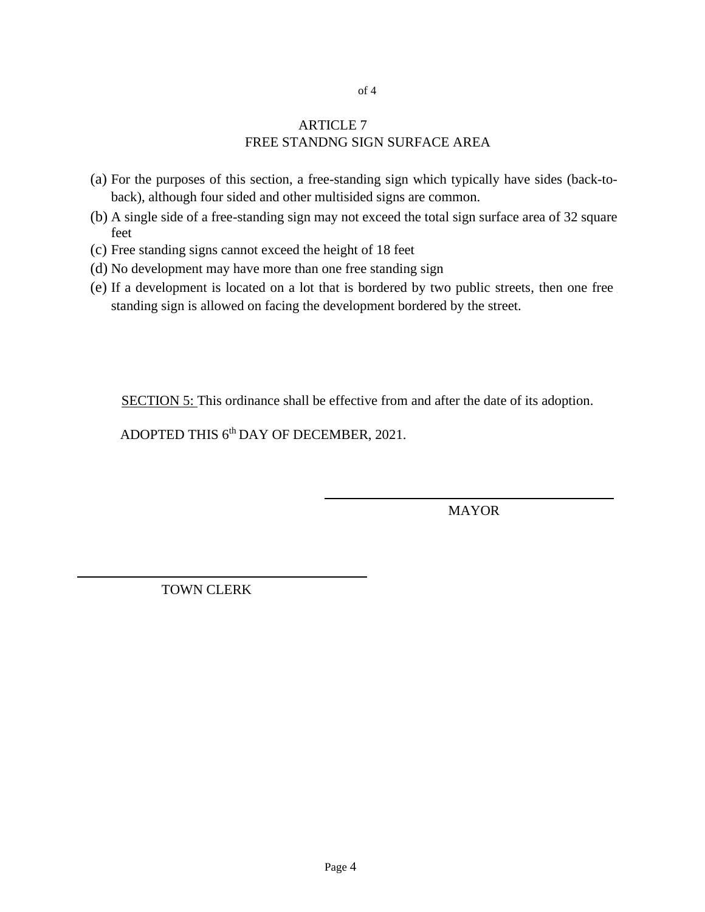## ARTICLE 7
## FREE STANDNG SIGN SURFACE AREA

(a) For the purposes of this section, a free-standing sign which typically have sides (back-to-back), although four sided and other multisided signs are common.

(b) A single side of a free-standing sign may not exceed the total sign surface area of 32 square feet

(c) Free standing signs cannot exceed the height of 18 feet

(d) No development may have more than one free standing sign

(e) If a development is located on a lot that is bordered by two public streets, then one free standing sign is allowed on facing the development bordered by the street.

<u>SECTION 5:</u> This ordinance shall be effective from and after the date of its adoption.

ADOPTED THIS 6th DAY OF DECEMBER, 2021.

\_\_\_\_\_\_\_\_\_\_\_\_\_\_\_\_\_\_\_\_\_\_\_\_\_\_\_\_\_\_\_\_\_\_\_\_\_\_\_\_

MAYOR

\_\_\_\_\_\_\_\_\_\_\_\_\_\_\_\_\_\_\_\_\_\_\_\_\_\_\_\_\_\_\_\_\_\_\_\_\_\_\_\_

TOWN CLERK